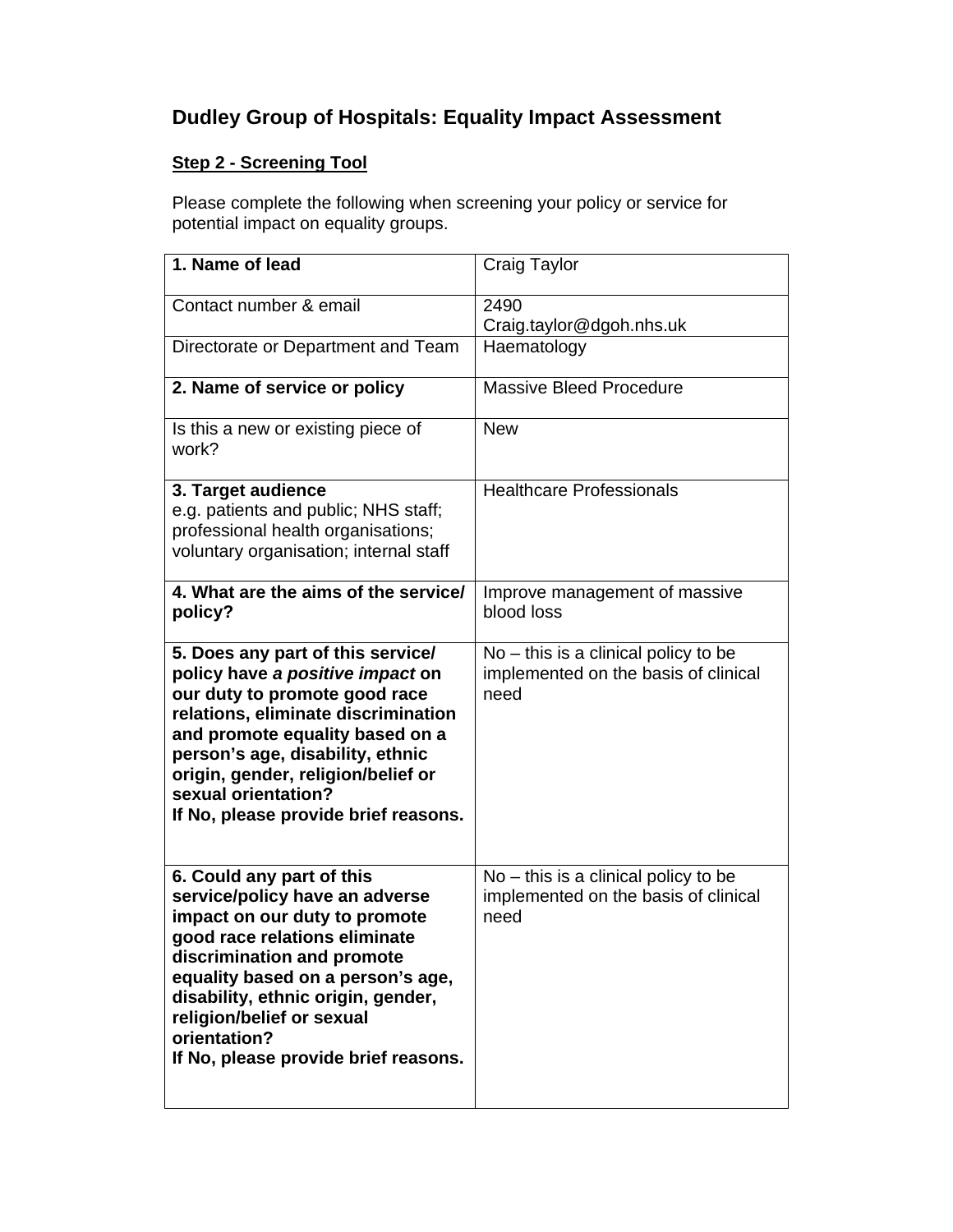# Dudley Group of Hospitals: Equality Impact Assessment

## Step 2 - Screening Tool

Please complete the following when screening your policy or service for potential impact on equality groups.

| | |
|---|---|
| **1. Name of lead** | Craig Taylor |
| Contact number & email | 2490<br>Craig.taylor@dgoh.nhs.uk |
| Directorate or Department and Team | Haematology |
| **2. Name of service or policy** | Massive Bleed Procedure |
| Is this a new or existing piece of work? | New |
| **3. Target audience**<br>e.g. patients and public; NHS staff; professional health organisations; voluntary organisation; internal staff | Healthcare Professionals |
| **4. What are the aims of the service/ policy?** | Improve management of massive blood loss |
| **5. Does any part of this service/ policy have *a positive impact* on our duty to promote good race relations, eliminate discrimination and promote equality based on a person's age, disability, ethnic origin, gender, religion/belief or sexual orientation?**<br>**If No, please provide brief reasons.** | No – this is a clinical policy to be implemented on the basis of clinical need |
| **6. Could any part of this service/policy have an adverse impact on our duty to promote good race relations eliminate discrimination and promote equality based on a person's age, disability, ethnic origin, gender, religion/belief or sexual orientation?**<br>**If No, please provide brief reasons.** | No – this is a clinical policy to be implemented on the basis of clinical need |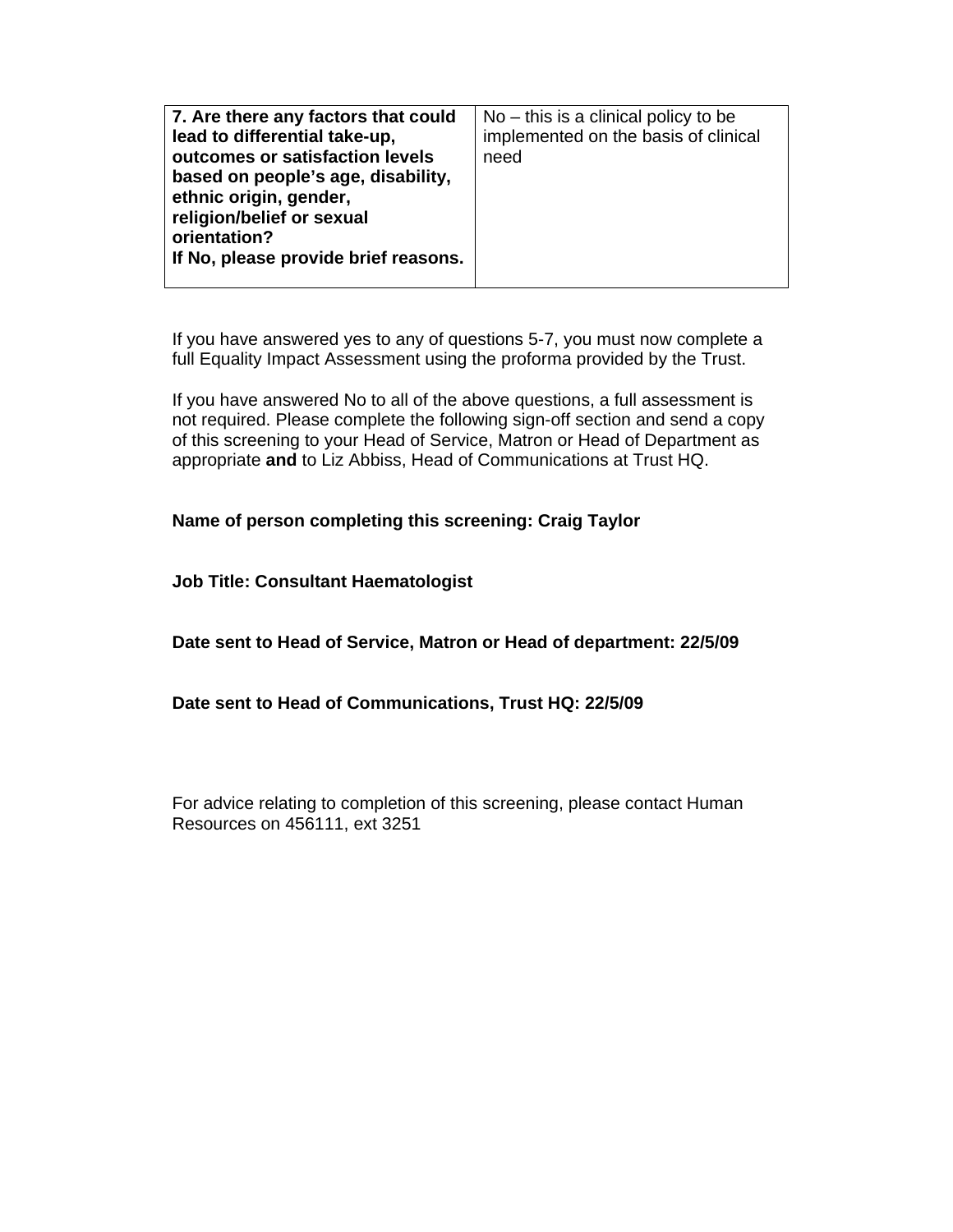| | |
|---|---|
| **7. Are there any factors that could lead to differential take-up, outcomes or satisfaction levels based on people's age, disability, ethnic origin, gender, religion/belief or sexual orientation?**<br>**If No, please provide brief reasons.** | No – this is a clinical policy to be implemented on the basis of clinical need |

If you have answered yes to any of questions 5-7, you must now complete a full Equality Impact Assessment using the proforma provided by the Trust.

If you have answered No to all of the above questions, a full assessment is not required. Please complete the following sign-off section and send a copy of this screening to your Head of Service, Matron or Head of Department as appropriate **and** to Liz Abbiss, Head of Communications at Trust HQ.

**Name of person completing this screening: Craig Taylor**

**Job Title: Consultant Haematologist**

**Date sent to Head of Service, Matron or Head of department: 22/5/09**

**Date sent to Head of Communications, Trust HQ: 22/5/09**

For advice relating to completion of this screening, please contact Human Resources on 456111, ext 3251